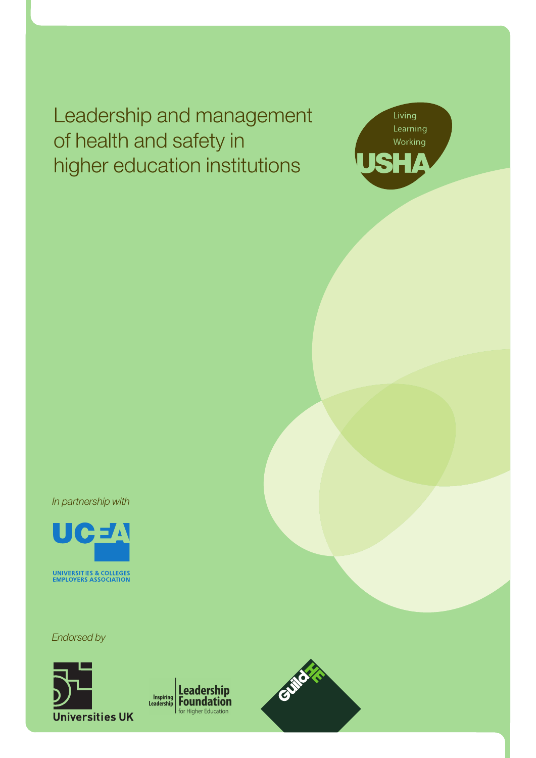# Leadership and management of health and safety in higher education institutions

Living
Learning
Working

USHA

*In partnership with*

UCEA

UNIVERSITIES & COLLEGES EMPLOYERS ASSOCIATION

*Endorsed by*

Universities UK

Inspiring Leadership | Leadership Foundation for Higher Education

GuildHE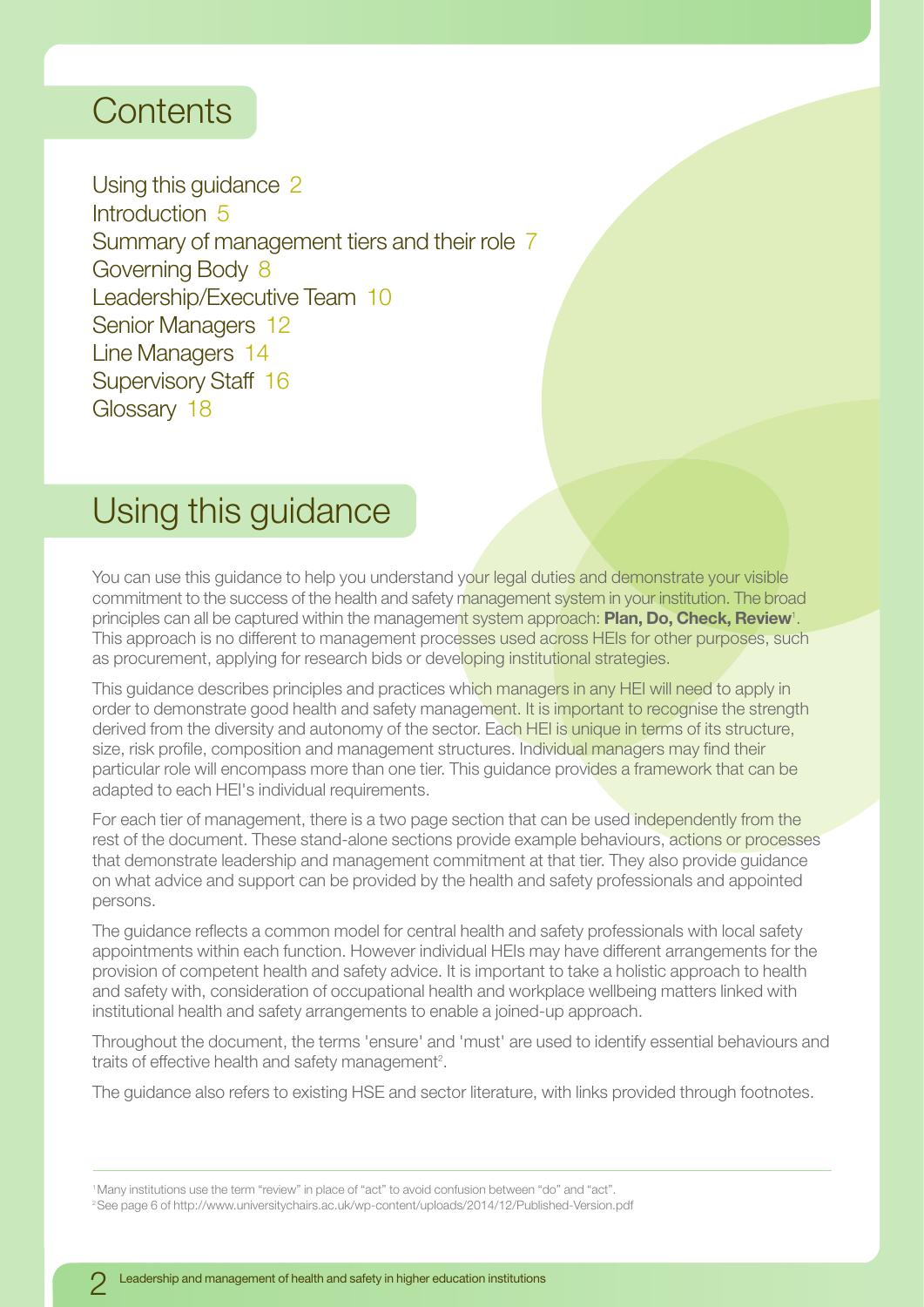# Contents

Using this guidance 2
Introduction 5
Summary of management tiers and their role 7
Governing Body 8
Leadership/Executive Team 10
Senior Managers 12
Line Managers 14
Supervisory Staff 16
Glossary 18

# Using this guidance

You can use this guidance to help you understand your legal duties and demonstrate your visible commitment to the success of the health and safety management system in your institution. The broad principles can all be captured within the management system approach: **Plan, Do, Check, Review**[1]. This approach is no different to management processes used across HEIs for other purposes, such as procurement, applying for research bids or developing institutional strategies.

This guidance describes principles and practices which managers in any HEI will need to apply in order to demonstrate good health and safety management. It is important to recognise the strength derived from the diversity and autonomy of the sector. Each HEI is unique in terms of its structure, size, risk profile, composition and management structures. Individual managers may find their particular role will encompass more than one tier. This guidance provides a framework that can be adapted to each HEI's individual requirements.

For each tier of management, there is a two page section that can be used independently from the rest of the document. These stand-alone sections provide example behaviours, actions or processes that demonstrate leadership and management commitment at that tier. They also provide guidance on what advice and support can be provided by the health and safety professionals and appointed persons.

The guidance reflects a common model for central health and safety professionals with local safety appointments within each function. However individual HEIs may have different arrangements for the provision of competent health and safety advice. It is important to take a holistic approach to health and safety with, consideration of occupational health and workplace wellbeing matters linked with institutional health and safety arrangements to enable a joined-up approach.

Throughout the document, the terms 'ensure' and 'must' are used to identify essential behaviours and traits of effective health and safety management[2].

The guidance also refers to existing HSE and sector literature, with links provided through footnotes.

---

[1] Many institutions use the term "review" in place of "act" to avoid confusion between "do" and "act".

[2] See page 6 of http://www.universitychairs.ac.uk/wp-content/uploads/2014/12/Published-Version.pdf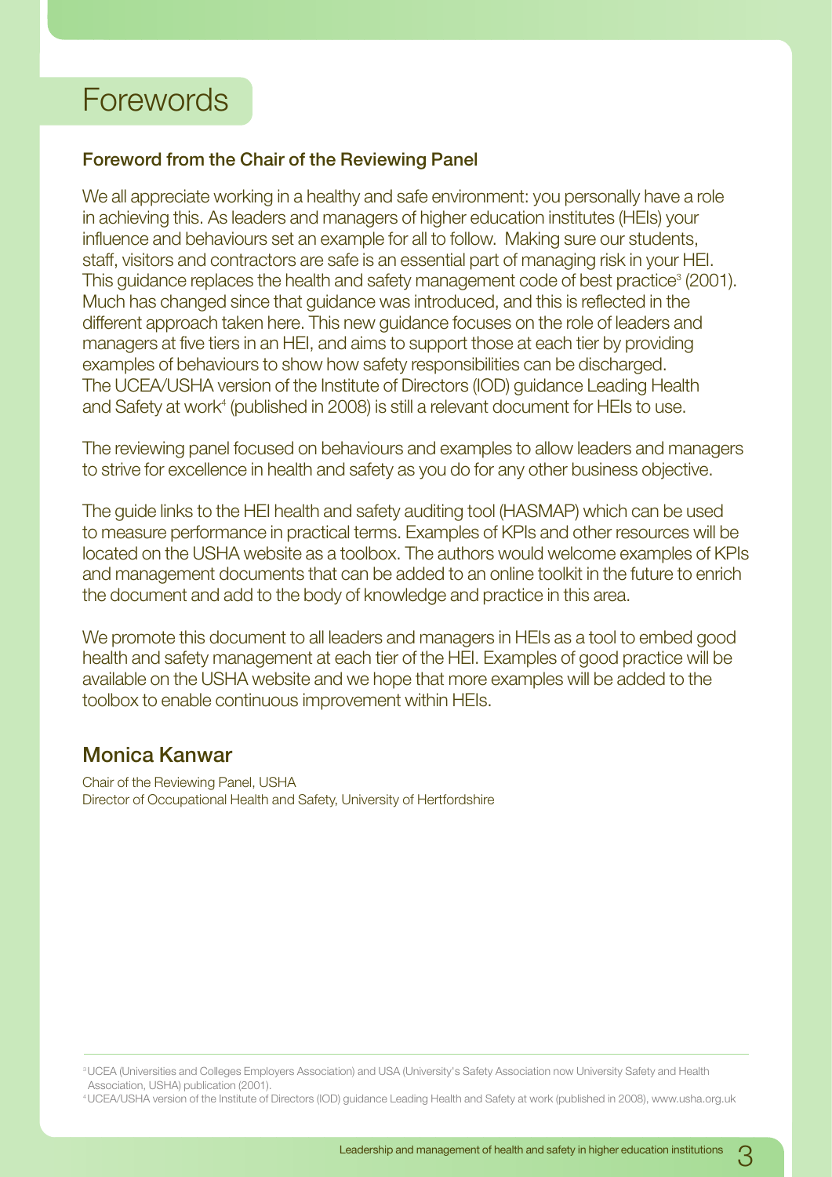# Forewords

### Foreword from the Chair of the Reviewing Panel

We all appreciate working in a healthy and safe environment: you personally have a role in achieving this. As leaders and managers of higher education institutes (HEIs) your influence and behaviours set an example for all to follow. Making sure our students, staff, visitors and contractors are safe is an essential part of managing risk in your HEI. This guidance replaces the health and safety management code of best practice[3] (2001). Much has changed since that guidance was introduced, and this is reflected in the different approach taken here. This new guidance focuses on the role of leaders and managers at five tiers in an HEI, and aims to support those at each tier by providing examples of behaviours to show how safety responsibilities can be discharged. The UCEA/USHA version of the Institute of Directors (IOD) guidance Leading Health and Safety at work[4] (published in 2008) is still a relevant document for HEIs to use.

The reviewing panel focused on behaviours and examples to allow leaders and managers to strive for excellence in health and safety as you do for any other business objective.

The guide links to the HEI health and safety auditing tool (HASMAP) which can be used to measure performance in practical terms. Examples of KPIs and other resources will be located on the USHA website as a toolbox. The authors would welcome examples of KPIs and management documents that can be added to an online toolkit in the future to enrich the document and add to the body of knowledge and practice in this area.

We promote this document to all leaders and managers in HEIs as a tool to embed good health and safety management at each tier of the HEI. Examples of good practice will be available on the USHA website and we hope that more examples will be added to the toolbox to enable continuous improvement within HEIs.

## Monica Kanwar

Chair of the Reviewing Panel, USHA
Director of Occupational Health and Safety, University of Hertfordshire

---

[3] UCEA (Universities and Colleges Employers Association) and USA (University's Safety Association now University Safety and Health Association, USHA) publication (2001).

[4] UCEA/USHA version of the Institute of Directors (IOD) guidance Leading Health and Safety at work (published in 2008), www.usha.org.uk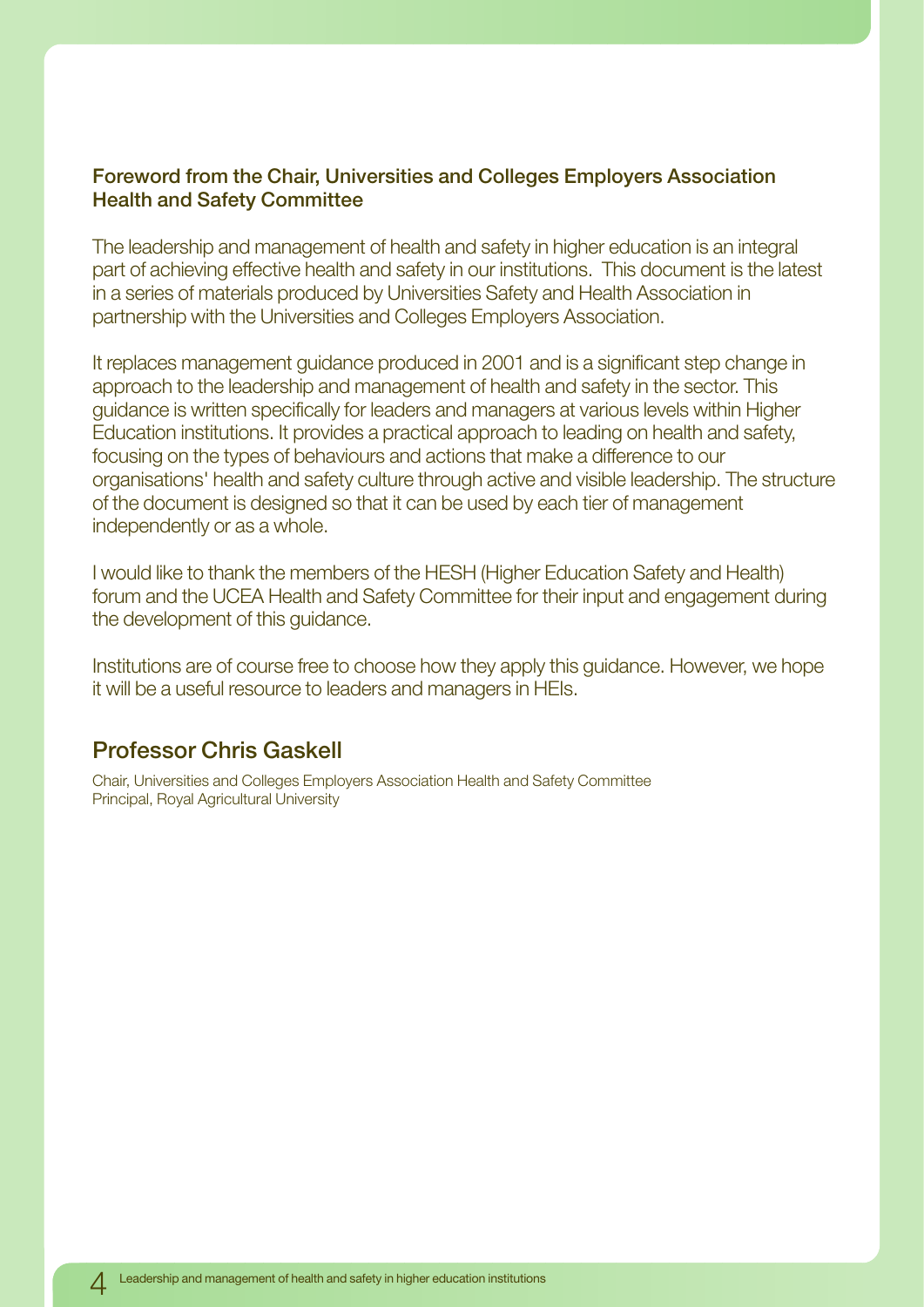## Foreword from the Chair, Universities and Colleges Employers Association Health and Safety Committee

The leadership and management of health and safety in higher education is an integral part of achieving effective health and safety in our institutions. This document is the latest in a series of materials produced by Universities Safety and Health Association in partnership with the Universities and Colleges Employers Association.

It replaces management guidance produced in 2001 and is a significant step change in approach to the leadership and management of health and safety in the sector. This guidance is written specifically for leaders and managers at various levels within Higher Education institutions. It provides a practical approach to leading on health and safety, focusing on the types of behaviours and actions that make a difference to our organisations' health and safety culture through active and visible leadership. The structure of the document is designed so that it can be used by each tier of management independently or as a whole.

I would like to thank the members of the HESH (Higher Education Safety and Health) forum and the UCEA Health and Safety Committee for their input and engagement during the development of this guidance.

Institutions are of course free to choose how they apply this guidance. However, we hope it will be a useful resource to leaders and managers in HEIs.

## Professor Chris Gaskell

Chair, Universities and Colleges Employers Association Health and Safety Committee
Principal, Royal Agricultural University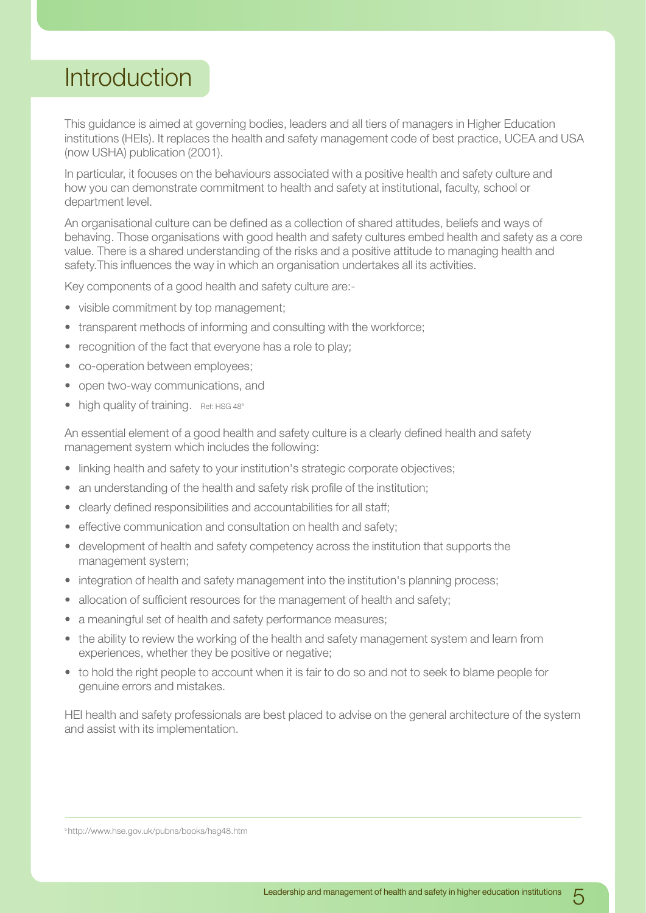# Introduction

This guidance is aimed at governing bodies, leaders and all tiers of managers in Higher Education institutions (HEIs). It replaces the health and safety management code of best practice, UCEA and USA (now USHA) publication (2001).

In particular, it focuses on the behaviours associated with a positive health and safety culture and how you can demonstrate commitment to health and safety at institutional, faculty, school or department level.

An organisational culture can be defined as a collection of shared attitudes, beliefs and ways of behaving. Those organisations with good health and safety cultures embed health and safety as a core value. There is a shared understanding of the risks and a positive attitude to managing health and safety.This influences the way in which an organisation undertakes all its activities.

Key components of a good health and safety culture are:-

- visible commitment by top management;
- transparent methods of informing and consulting with the workforce;
- recognition of the fact that everyone has a role to play;
- co-operation between employees;
- open two-way communications, and
- high quality of training. Ref: HSG 48[5]

An essential element of a good health and safety culture is a clearly defined health and safety management system which includes the following:

- linking health and safety to your institution's strategic corporate objectives;
- an understanding of the health and safety risk profile of the institution;
- clearly defined responsibilities and accountabilities for all staff;
- effective communication and consultation on health and safety;
- development of health and safety competency across the institution that supports the management system;
- integration of health and safety management into the institution's planning process;
- allocation of sufficient resources for the management of health and safety;
- a meaningful set of health and safety performance measures;
- the ability to review the working of the health and safety management system and learn from experiences, whether they be positive or negative;
- to hold the right people to account when it is fair to do so and not to seek to blame people for genuine errors and mistakes.

HEI health and safety professionals are best placed to advise on the general architecture of the system and assist with its implementation.

[5] http://www.hse.gov.uk/pubns/books/hsg48.htm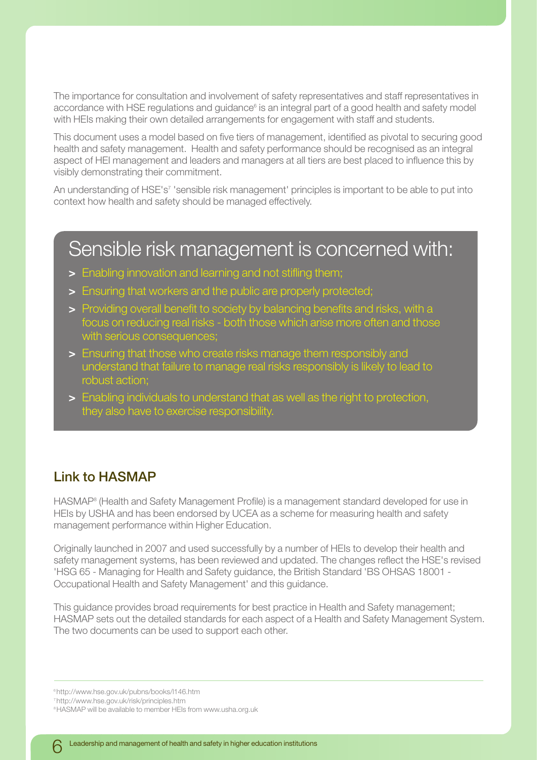The importance for consultation and involvement of safety representatives and staff representatives in accordance with HSE regulations and guidance[6] is an integral part of a good health and safety model with HEIs making their own detailed arrangements for engagement with staff and students.

This document uses a model based on five tiers of management, identified as pivotal to securing good health and safety management. Health and safety performance should be recognised as an integral aspect of HEI management and leaders and managers at all tiers are best placed to influence this by visibly demonstrating their commitment.

An understanding of HSE's[7] 'sensible risk management' principles is important to be able to put into context how health and safety should be managed effectively.

## Sensible risk management is concerned with:

- Enabling innovation and learning and not stifling them;
- Ensuring that workers and the public are properly protected;
- Providing overall benefit to society by balancing benefits and risks, with a focus on reducing real risks - both those which arise more often and those with serious consequences;
- Ensuring that those who create risks manage them responsibly and understand that failure to manage real risks responsibly is likely to lead to robust action;
- Enabling individuals to understand that as well as the right to protection, they also have to exercise responsibility.

## Link to HASMAP

HASMAP[8] (Health and Safety Management Profile) is a management standard developed for use in HEIs by USHA and has been endorsed by UCEA as a scheme for measuring health and safety management performance within Higher Education.

Originally launched in 2007 and used successfully by a number of HEIs to develop their health and safety management systems, has been reviewed and updated. The changes reflect the HSE's revised 'HSG 65 - Managing for Health and Safety guidance, the British Standard 'BS OHSAS 18001 - Occupational Health and Safety Management' and this guidance.

This guidance provides broad requirements for best practice in Health and Safety management; HASMAP sets out the detailed standards for each aspect of a Health and Safety Management System. The two documents can be used to support each other.

---

[6] http://www.hse.gov.uk/pubns/books/l146.htm

[7] http://www.hse.gov.uk/risk/principles.htm

[8] HASMAP will be available to member HEIs from www.usha.org.uk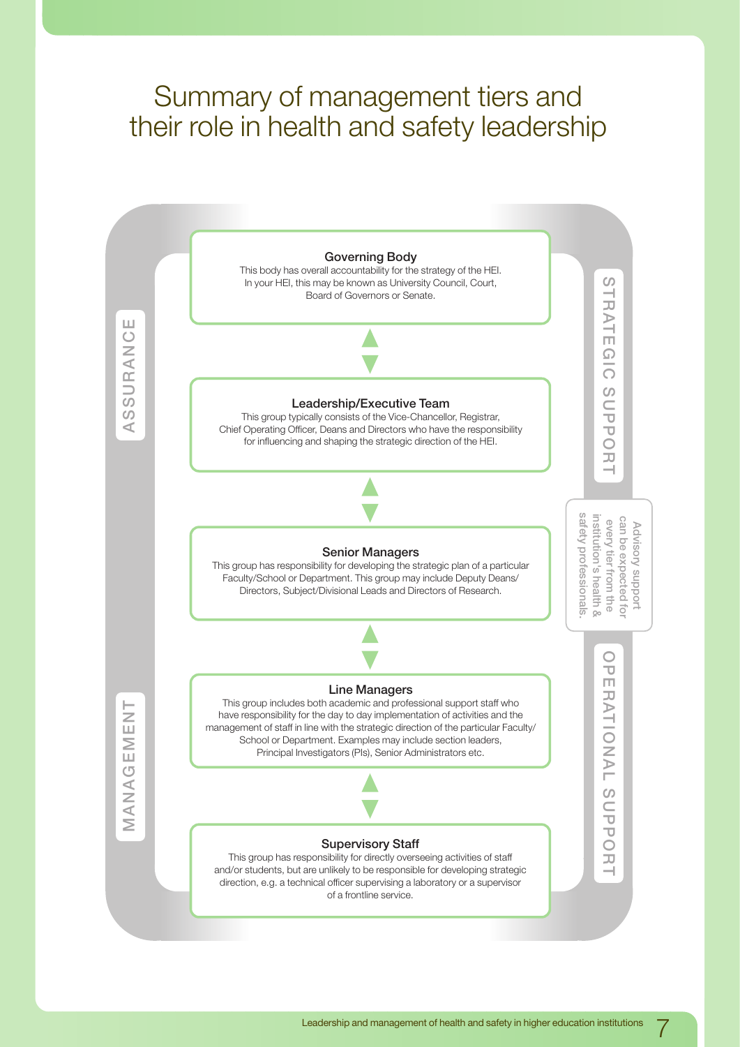# Summary of management tiers and their role in health and safety leadership

ASSURANCE

MANAGEMENT

STRATEGIC SUPPORT

OPERATIONAL SUPPORT

**Governing Body**

This body has overall accountability for the strategy of the HEI. In your HEI, this may be known as University Council, Court, Board of Governors or Senate.

**Leadership/Executive Team**

This group typically consists of the Vice-Chancellor, Registrar, Chief Operating Officer, Deans and Directors who have the responsibility for influencing and shaping the strategic direction of the HEI.

**Senior Managers**

This group has responsibility for developing the strategic plan of a particular Faculty/School or Department. This group may include Deputy Deans/ Directors, Subject/Divisional Leads and Directors of Research.

**Line Managers**

This group includes both academic and professional support staff who have responsibility for the day to day implementation of activities and the management of staff in line with the strategic direction of the particular Faculty/ School or Department. Examples may include section leaders, Principal Investigators (PIs), Senior Administrators etc.

**Supervisory Staff**

This group has responsibility for directly overseeing activities of staff and/or students, but are unlikely to be responsible for developing strategic direction, e.g. a technical officer supervising a laboratory or a supervisor of a frontline service.

Advisory support can be expected for every tier from the institution's health & safety professionals.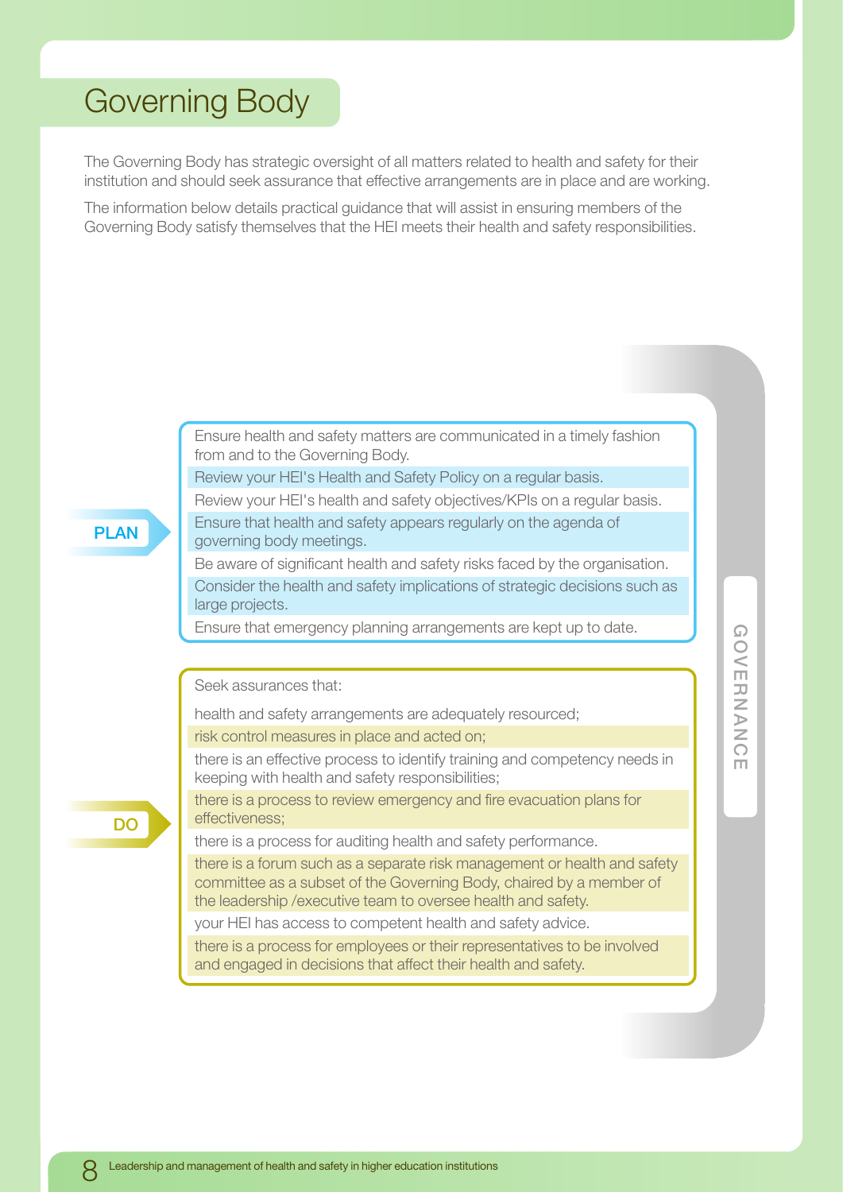# Governing Body

The Governing Body has strategic oversight of all matters related to health and safety for their institution and should seek assurance that effective arrangements are in place and are working.

The information below details practical guidance that will assist in ensuring members of the Governing Body satisfy themselves that the HEI meets their health and safety responsibilities.

GOVERNANCE

**PLAN**

- Ensure health and safety matters are communicated in a timely fashion from and to the Governing Body.
- Review your HEI's Health and Safety Policy on a regular basis.
- Review your HEI's health and safety objectives/KPIs on a regular basis.
- Ensure that health and safety appears regularly on the agenda of governing body meetings.
- Be aware of significant health and safety risks faced by the organisation.
- Consider the health and safety implications of strategic decisions such as large projects.
- Ensure that emergency planning arrangements are kept up to date.

**DO**

Seek assurances that:

- health and safety arrangements are adequately resourced;
- risk control measures in place and acted on;
- there is an effective process to identify training and competency needs in keeping with health and safety responsibilities;
- there is a process to review emergency and fire evacuation plans for effectiveness;
- there is a process for auditing health and safety performance.
- there is a forum such as a separate risk management or health and safety committee as a subset of the Governing Body, chaired by a member of the leadership /executive team to oversee health and safety.
- your HEI has access to competent health and safety advice.
- there is a process for employees or their representatives to be involved and engaged in decisions that affect their health and safety.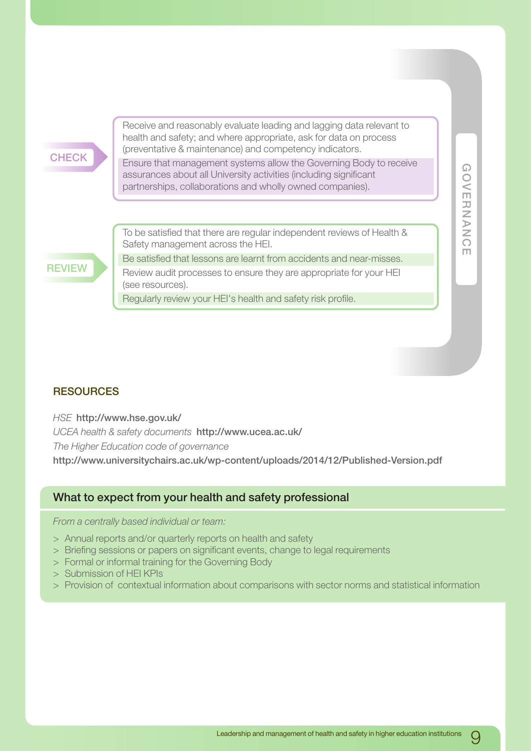## GOVERNANCE

**CHECK**

- Receive and reasonably evaluate leading and lagging data relevant to health and safety; and where appropriate, ask for data on process (preventative & maintenance) and competency indicators.
- Ensure that management systems allow the Governing Body to receive assurances about all University activities (including significant partnerships, collaborations and wholly owned companies).

**REVIEW**

- To be satisfied that there are regular independent reviews of Health & Safety management across the HEI.
- Be satisfied that lessons are learnt from accidents and near-misses.
- Review audit processes to ensure they are appropriate for your HEI (see resources).
- Regularly review your HEI's health and safety risk profile.

### RESOURCES

*HSE* **http://www.hse.gov.uk/**
*UCEA health & safety documents* **http://www.ucea.ac.uk/**
*The Higher Education code of governance*
**http://www.universitychairs.ac.uk/wp-content/uploads/2014/12/Published-Version.pdf**

### What to expect from your health and safety professional

*From a centrally based individual or team:*

> Annual reports and/or quarterly reports on health and safety
> Briefing sessions or papers on significant events, change to legal requirements
> Formal or informal training for the Governing Body
> Submission of HEI KPIs
> Provision of contextual information about comparisons with sector norms and statistical information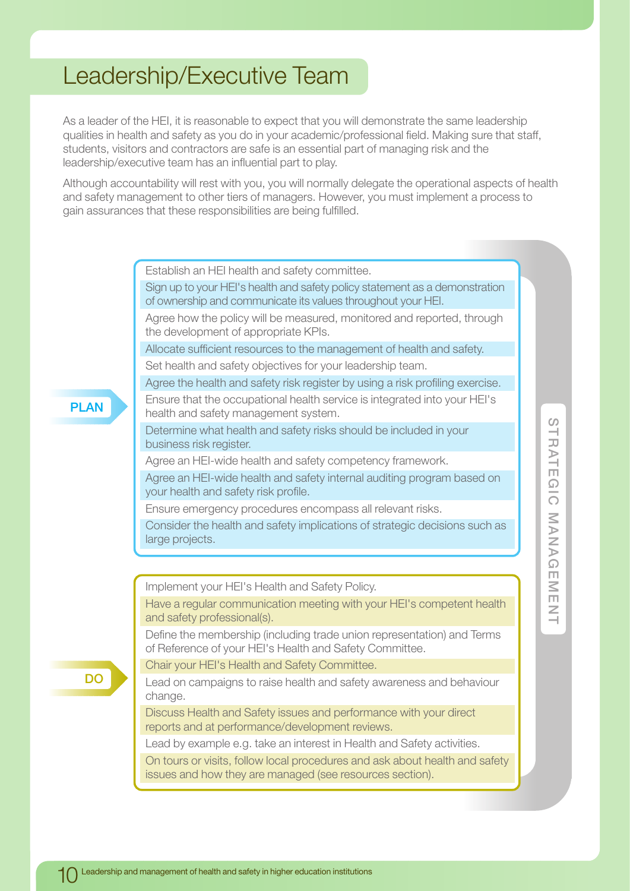# Leadership/Executive Team

As a leader of the HEI, it is reasonable to expect that you will demonstrate the same leadership qualities in health and safety as you do in your academic/professional field. Making sure that staff, students, visitors and contractors are safe is an essential part of managing risk and the leadership/executive team has an influential part to play.

Although accountability will rest with you, you will normally delegate the operational aspects of health and safety management to other tiers of managers. However, you must implement a process to gain assurances that these responsibilities are being fulfilled.

**STRATEGIC MANAGEMENT**

**PLAN**

- Establish an HEI health and safety committee.
- Sign up to your HEI's health and safety policy statement as a demonstration of ownership and communicate its values throughout your HEI.
- Agree how the policy will be measured, monitored and reported, through the development of appropriate KPIs.
- Allocate sufficient resources to the management of health and safety.
- Set health and safety objectives for your leadership team.
- Agree the health and safety risk register by using a risk profiling exercise.
- Ensure that the occupational health service is integrated into your HEI's health and safety management system.
- Determine what health and safety risks should be included in your business risk register.
- Agree an HEI-wide health and safety competency framework.
- Agree an HEI-wide health and safety internal auditing program based on your health and safety risk profile.
- Ensure emergency procedures encompass all relevant risks.
- Consider the health and safety implications of strategic decisions such as large projects.

**DO**

- Implement your HEI's Health and Safety Policy.
- Have a regular communication meeting with your HEI's competent health and safety professional(s).
- Define the membership (including trade union representation) and Terms of Reference of your HEI's Health and Safety Committee.
- Chair your HEI's Health and Safety Committee.
- Lead on campaigns to raise health and safety awareness and behaviour change.
- Discuss Health and Safety issues and performance with your direct reports and at performance/development reviews.
- Lead by example e.g. take an interest in Health and Safety activities.
- On tours or visits, follow local procedures and ask about health and safety issues and how they are managed (see resources section).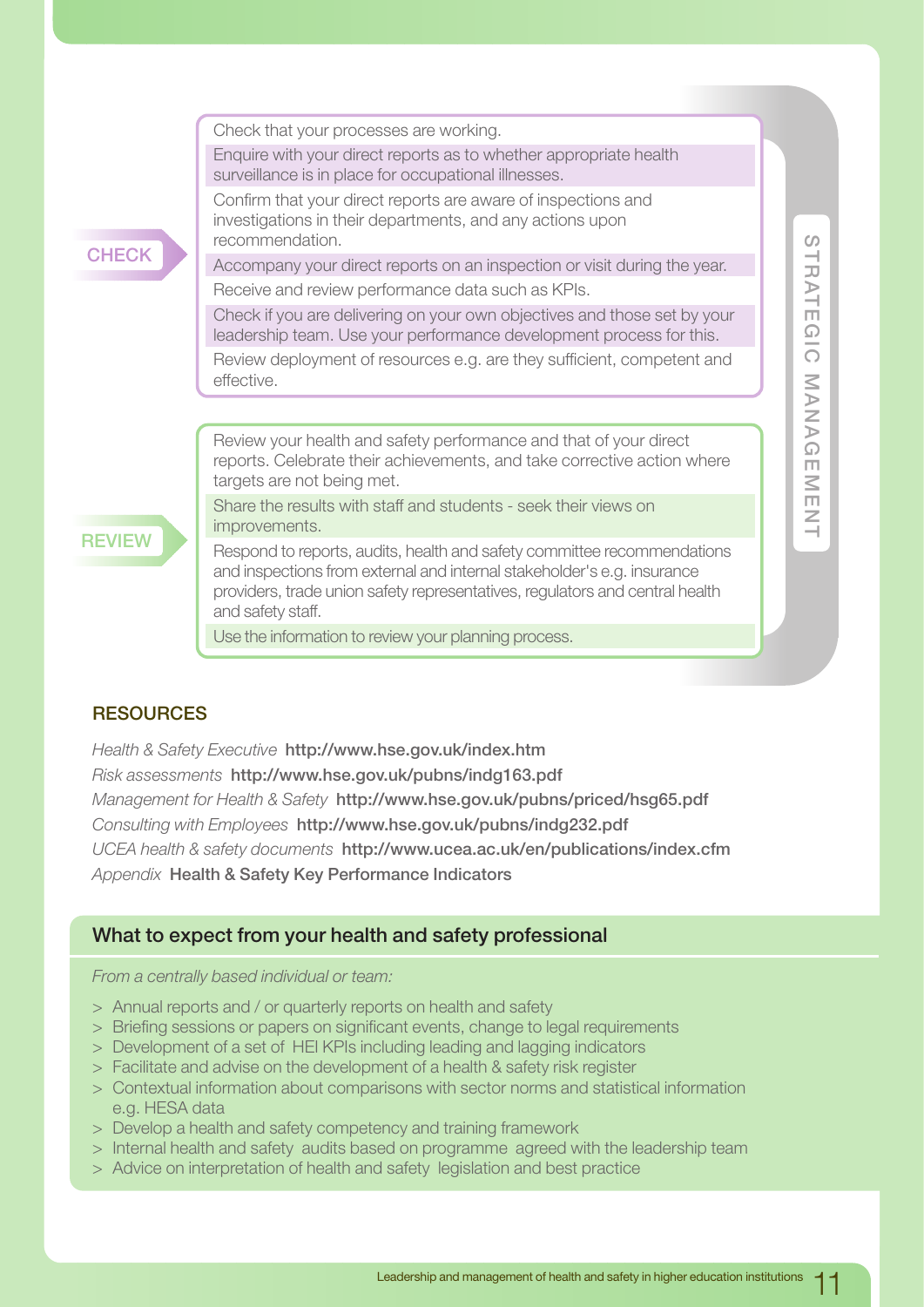STRATEGIC MANAGEMENT

### CHECK

- Check that your processes are working.
- Enquire with your direct reports as to whether appropriate health surveillance is in place for occupational illnesses.
- Confirm that your direct reports are aware of inspections and investigations in their departments, and any actions upon recommendation.
- Accompany your direct reports on an inspection or visit during the year.
- Receive and review performance data such as KPIs.
- Check if you are delivering on your own objectives and those set by your leadership team. Use your performance development process for this.
- Review deployment of resources e.g. are they sufficient, competent and effective.

### REVIEW

- Review your health and safety performance and that of your direct reports. Celebrate their achievements, and take corrective action where targets are not being met.
- Share the results with staff and students - seek their views on improvements.
- Respond to reports, audits, health and safety committee recommendations and inspections from external and internal stakeholder's e.g. insurance providers, trade union safety representatives, regulators and central health and safety staff.
- Use the information to review your planning process.

## RESOURCES

*Health & Safety Executive* **http://www.hse.gov.uk/index.htm**
*Risk assessments* **http://www.hse.gov.uk/pubns/indg163.pdf**
*Management for Health & Safety* **http://www.hse.gov.uk/pubns/priced/hsg65.pdf**
*Consulting with Employees* **http://www.hse.gov.uk/pubns/indg232.pdf**
*UCEA health & safety documents* **http://www.ucea.ac.uk/en/publications/index.cfm**
*Appendix* **Health & Safety Key Performance Indicators**

## What to expect from your health and safety professional

*From a centrally based individual or team:*

> Annual reports and / or quarterly reports on health and safety
> Briefing sessions or papers on significant events, change to legal requirements
> Development of a set of HEI KPIs including leading and lagging indicators
> Facilitate and advise on the development of a health & safety risk register
> Contextual information about comparisons with sector norms and statistical information e.g. HESA data
> Develop a health and safety competency and training framework
> Internal health and safety audits based on programme agreed with the leadership team
> Advice on interpretation of health and safety legislation and best practice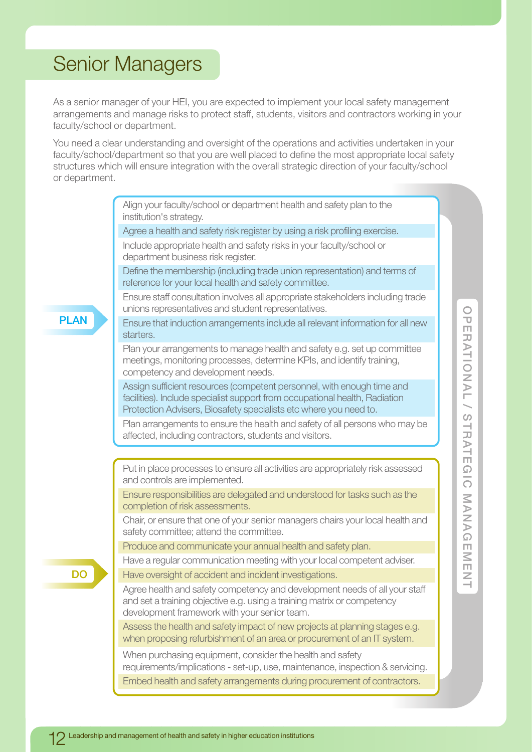# Senior Managers

As a senior manager of your HEI, you are expected to implement your local safety management arrangements and manage risks to protect staff, students, visitors and contractors working in your faculty/school or department.

You need a clear understanding and oversight of the operations and activities undertaken in your faculty/school/department so that you are well placed to define the most appropriate local safety structures which will ensure integration with the overall strategic direction of your faculty/school or department.

OPERATIONAL / STRATEGIC MANAGEMENT

**PLAN**

- Align your faculty/school or department health and safety plan to the institution's strategy.
- Agree a health and safety risk register by using a risk profiling exercise.
- Include appropriate health and safety risks in your faculty/school or department business risk register.
- Define the membership (including trade union representation) and terms of reference for your local health and safety committee.
- Ensure staff consultation involves all appropriate stakeholders including trade unions representatives and student representatives.
- Ensure that induction arrangements include all relevant information for all new starters.
- Plan your arrangements to manage health and safety e.g. set up committee meetings, monitoring processes, determine KPIs, and identify training, competency and development needs.
- Assign sufficient resources (competent personnel, with enough time and facilities). Include specialist support from occupational health, Radiation Protection Advisers, Biosafety specialists etc where you need to.
- Plan arrangements to ensure the health and safety of all persons who may be affected, including contractors, students and visitors.

**DO**

- Put in place processes to ensure all activities are appropriately risk assessed and controls are implemented.
- Ensure responsibilities are delegated and understood for tasks such as the completion of risk assessments.
- Chair, or ensure that one of your senior managers chairs your local health and safety committee; attend the committee.
- Produce and communicate your annual health and safety plan.
- Have a regular communication meeting with your local competent adviser.
- Have oversight of accident and incident investigations.
- Agree health and safety competency and development needs of all your staff and set a training objective e.g. using a training matrix or competency development framework with your senior team.
- Assess the health and safety impact of new projects at planning stages e.g. when proposing refurbishment of an area or procurement of an IT system.
- When purchasing equipment, consider the health and safety requirements/implications - set-up, use, maintenance, inspection & servicing.
- Embed health and safety arrangements during procurement of contractors.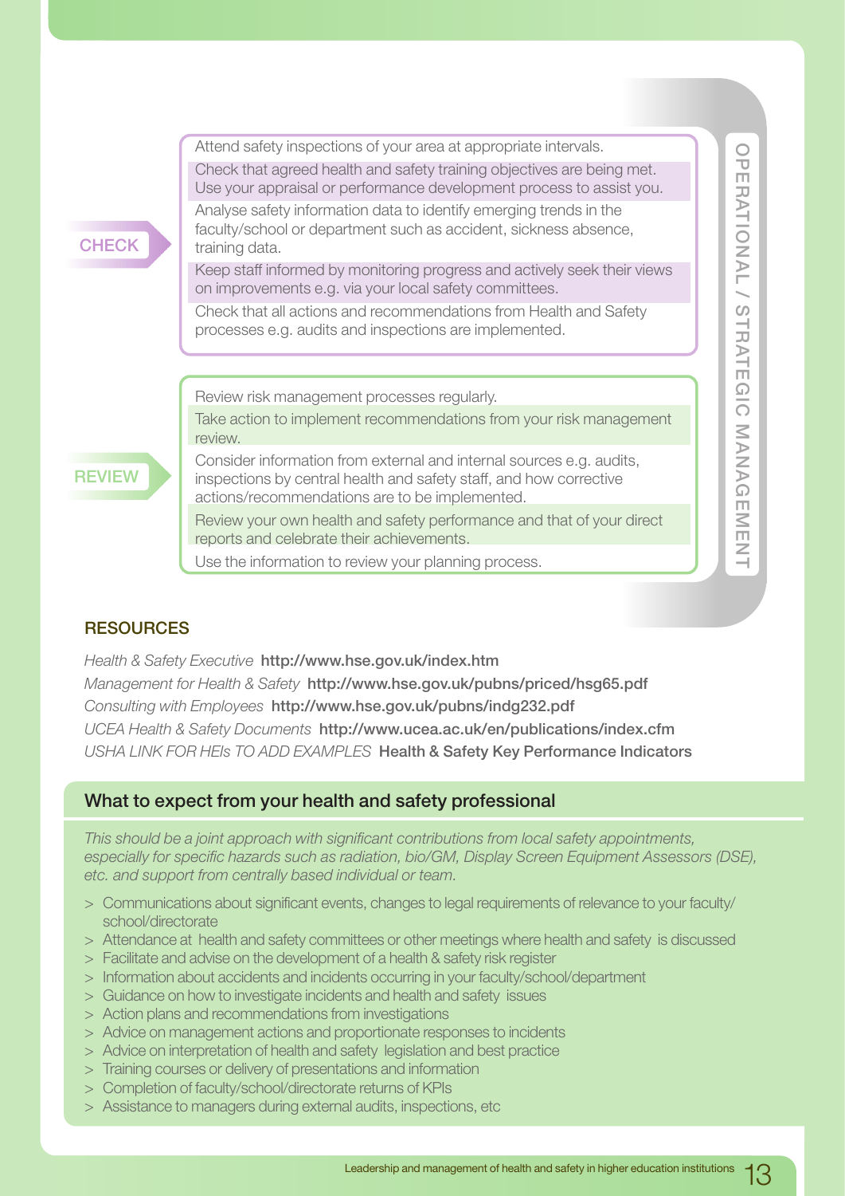**CHECK**

- Attend safety inspections of your area at appropriate intervals.
- Check that agreed health and safety training objectives are being met. Use your appraisal or performance development process to assist you.
- Analyse safety information data to identify emerging trends in the faculty/school or department such as accident, sickness absence, training data.
- Keep staff informed by monitoring progress and actively seek their views on improvements e.g. via your local safety committees.
- Check that all actions and recommendations from Health and Safety processes e.g. audits and inspections are implemented.

**REVIEW**

- Review risk management processes regularly.
- Take action to implement recommendations from your risk management review.
- Consider information from external and internal sources e.g. audits, inspections by central health and safety staff, and how corrective actions/recommendations are to be implemented.
- Review your own health and safety performance and that of your direct reports and celebrate their achievements.
- Use the information to review your planning process.

OPERATIONAL / STRATEGIC MANAGEMENT

## RESOURCES

*Health & Safety Executive* **http://www.hse.gov.uk/index.htm**
*Management for Health & Safety* **http://www.hse.gov.uk/pubns/priced/hsg65.pdf**
*Consulting with Employees* **http://www.hse.gov.uk/pubns/indg232.pdf**
*UCEA Health & Safety Documents* **http://www.ucea.ac.uk/en/publications/index.cfm**
*USHA LINK FOR HEIs TO ADD EXAMPLES* **Health & Safety Key Performance Indicators**

## What to expect from your health and safety professional

*This should be a joint approach with significant contributions from local safety appointments, especially for specific hazards such as radiation, bio/GM, Display Screen Equipment Assessors (DSE), etc. and support from centrally based individual or team.*

- Communications about significant events, changes to legal requirements of relevance to your faculty/school/directorate
- Attendance at health and safety committees or other meetings where health and safety is discussed
- Facilitate and advise on the development of a health & safety risk register
- Information about accidents and incidents occurring in your faculty/school/department
- Guidance on how to investigate incidents and health and safety issues
- Action plans and recommendations from investigations
- Advice on management actions and proportionate responses to incidents
- Advice on interpretation of health and safety legislation and best practice
- Training courses or delivery of presentations and information
- Completion of faculty/school/directorate returns of KPIs
- Assistance to managers during external audits, inspections, etc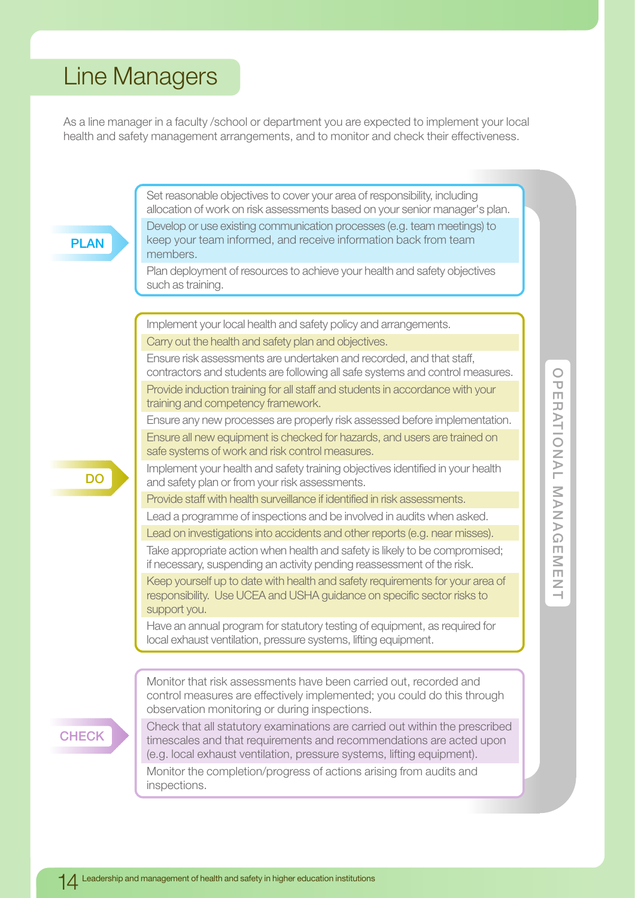# Line Managers

As a line manager in a faculty /school or department you are expected to implement your local health and safety management arrangements, and to monitor and check their effectiveness.

**OPERATIONAL MANAGEMENT**

## PLAN

- Set reasonable objectives to cover your area of responsibility, including allocation of work on risk assessments based on your senior manager's plan.
- Develop or use existing communication processes (e.g. team meetings) to keep your team informed, and receive information back from team members.
- Plan deployment of resources to achieve your health and safety objectives such as training.

## DO

- Implement your local health and safety policy and arrangements.
- Carry out the health and safety plan and objectives.
- Ensure risk assessments are undertaken and recorded, and that staff, contractors and students are following all safe systems and control measures.
- Provide induction training for all staff and students in accordance with your training and competency framework.
- Ensure any new processes are properly risk assessed before implementation.
- Ensure all new equipment is checked for hazards, and users are trained on safe systems of work and risk control measures.
- Implement your health and safety training objectives identified in your health and safety plan or from your risk assessments.
- Provide staff with health surveillance if identified in risk assessments.
- Lead a programme of inspections and be involved in audits when asked.
- Lead on investigations into accidents and other reports (e.g. near misses).
- Take appropriate action when health and safety is likely to be compromised; if necessary, suspending an activity pending reassessment of the risk.
- Keep yourself up to date with health and safety requirements for your area of responsibility. Use UCEA and USHA guidance on specific sector risks to support you.
- Have an annual program for statutory testing of equipment, as required for local exhaust ventilation, pressure systems, lifting equipment.

## CHECK

- Monitor that risk assessments have been carried out, recorded and control measures are effectively implemented; you could do this through observation monitoring or during inspections.
- Check that all statutory examinations are carried out within the prescribed timescales and that requirements and recommendations are acted upon (e.g. local exhaust ventilation, pressure systems, lifting equipment).
- Monitor the completion/progress of actions arising from audits and inspections.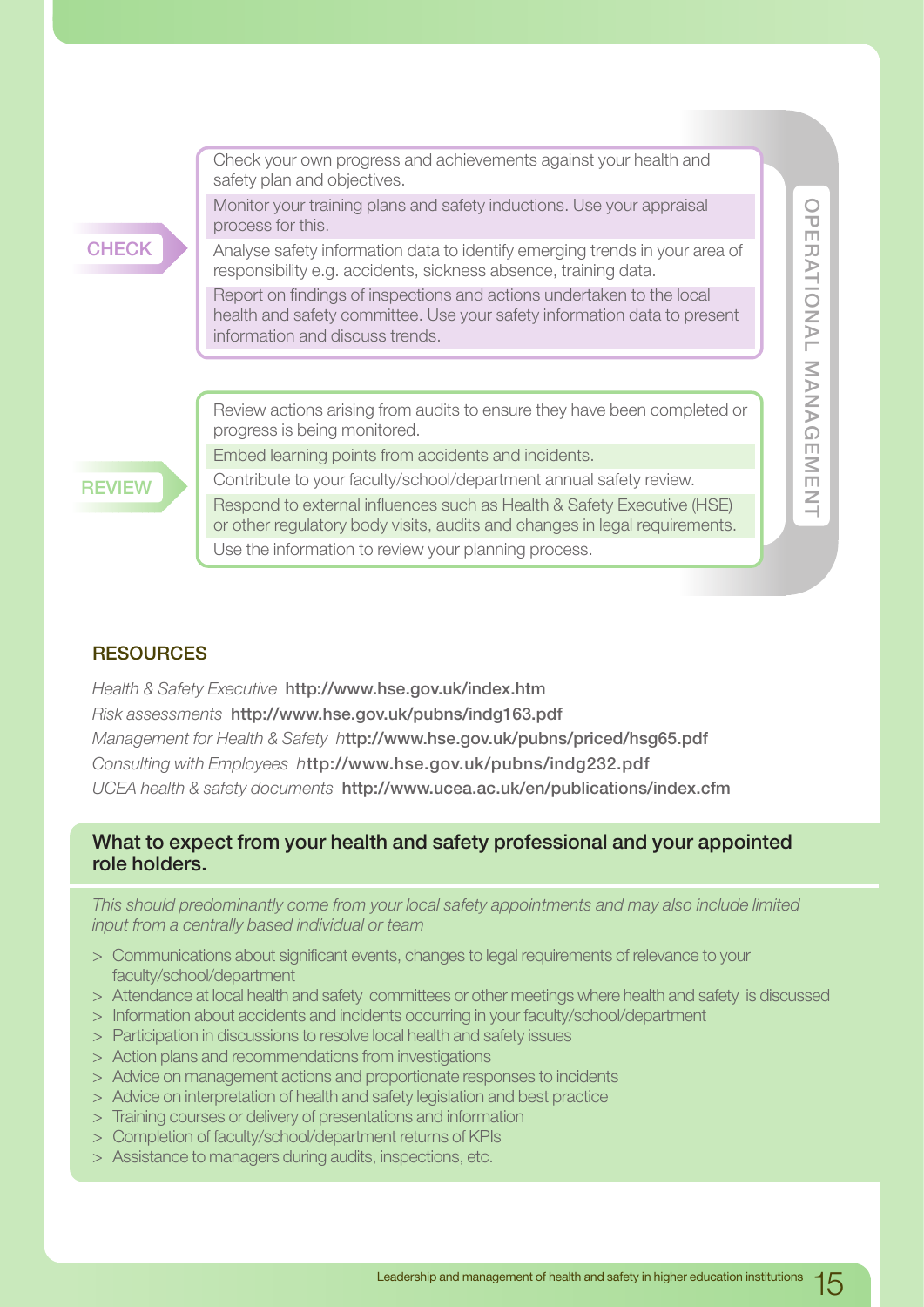OPERATIONAL MANAGEMENT

**CHECK**

- Check your own progress and achievements against your health and safety plan and objectives.
- Monitor your training plans and safety inductions. Use your appraisal process for this.
- Analyse safety information data to identify emerging trends in your area of responsibility e.g. accidents, sickness absence, training data.
- Report on findings of inspections and actions undertaken to the local health and safety committee. Use your safety information data to present information and discuss trends.

**REVIEW**

- Review actions arising from audits to ensure they have been completed or progress is being monitored.
- Embed learning points from accidents and incidents.
- Contribute to your faculty/school/department annual safety review.
- Respond to external influences such as Health & Safety Executive (HSE) or other regulatory body visits, audits and changes in legal requirements.
- Use the information to review your planning process.

## RESOURCES

*Health & Safety Executive* **http://www.hse.gov.uk/index.htm**
*Risk assessments* **http://www.hse.gov.uk/pubns/indg163.pdf**
*Management for Health & Safety* **http://www.hse.gov.uk/pubns/priced/hsg65.pdf**
*Consulting with Employees* **http://www.hse.gov.uk/pubns/indg232.pdf**
*UCEA health & safety documents* **http://www.ucea.ac.uk/en/publications/index.cfm**

## What to expect from your health and safety professional and your appointed role holders.

*This should predominantly come from your local safety appointments and may also include limited input from a centrally based individual or team*

> Communications about significant events, changes to legal requirements of relevance to your faculty/school/department
> Attendance at local health and safety committees or other meetings where health and safety is discussed
> Information about accidents and incidents occurring in your faculty/school/department
> Participation in discussions to resolve local health and safety issues
> Action plans and recommendations from investigations
> Advice on management actions and proportionate responses to incidents
> Advice on interpretation of health and safety legislation and best practice
> Training courses or delivery of presentations and information
> Completion of faculty/school/department returns of KPIs
> Assistance to managers during audits, inspections, etc.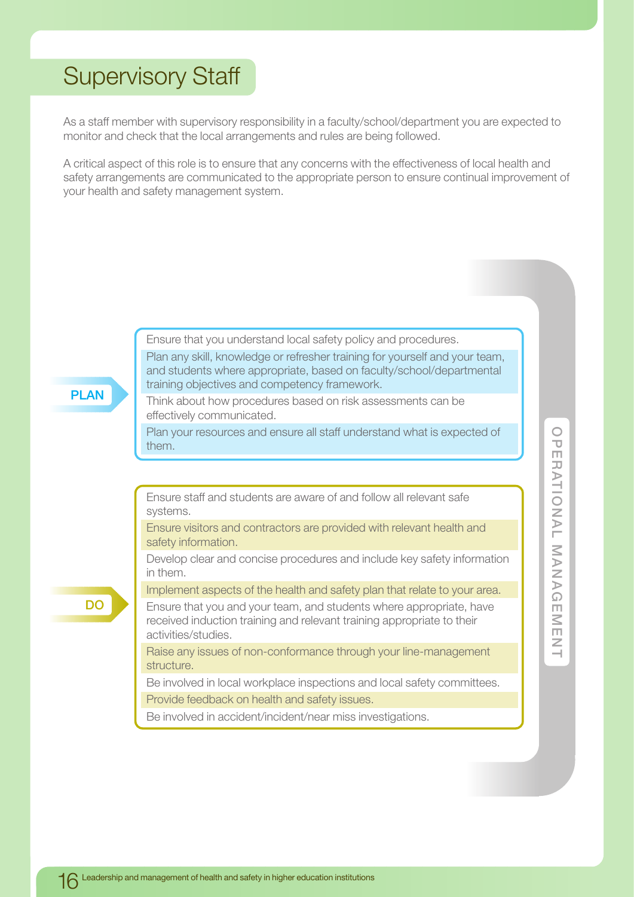# Supervisory Staff

As a staff member with supervisory responsibility in a faculty/school/department you are expected to monitor and check that the local arrangements and rules are being followed.

A critical aspect of this role is to ensure that any concerns with the effectiveness of local health and safety arrangements are communicated to the appropriate person to ensure continual improvement of your health and safety management system.

OPERATIONAL MANAGEMENT

**PLAN**

- Ensure that you understand local safety policy and procedures.
- Plan any skill, knowledge or refresher training for yourself and your team, and students where appropriate, based on faculty/school/departmental training objectives and competency framework.
- Think about how procedures based on risk assessments can be effectively communicated.
- Plan your resources and ensure all staff understand what is expected of them.

**DO**

- Ensure staff and students are aware of and follow all relevant safe systems.
- Ensure visitors and contractors are provided with relevant health and safety information.
- Develop clear and concise procedures and include key safety information in them.
- Implement aspects of the health and safety plan that relate to your area.
- Ensure that you and your team, and students where appropriate, have received induction training and relevant training appropriate to their activities/studies.
- Raise any issues of non-conformance through your line-management structure.
- Be involved in local workplace inspections and local safety committees.
- Provide feedback on health and safety issues.
- Be involved in accident/incident/near miss investigations.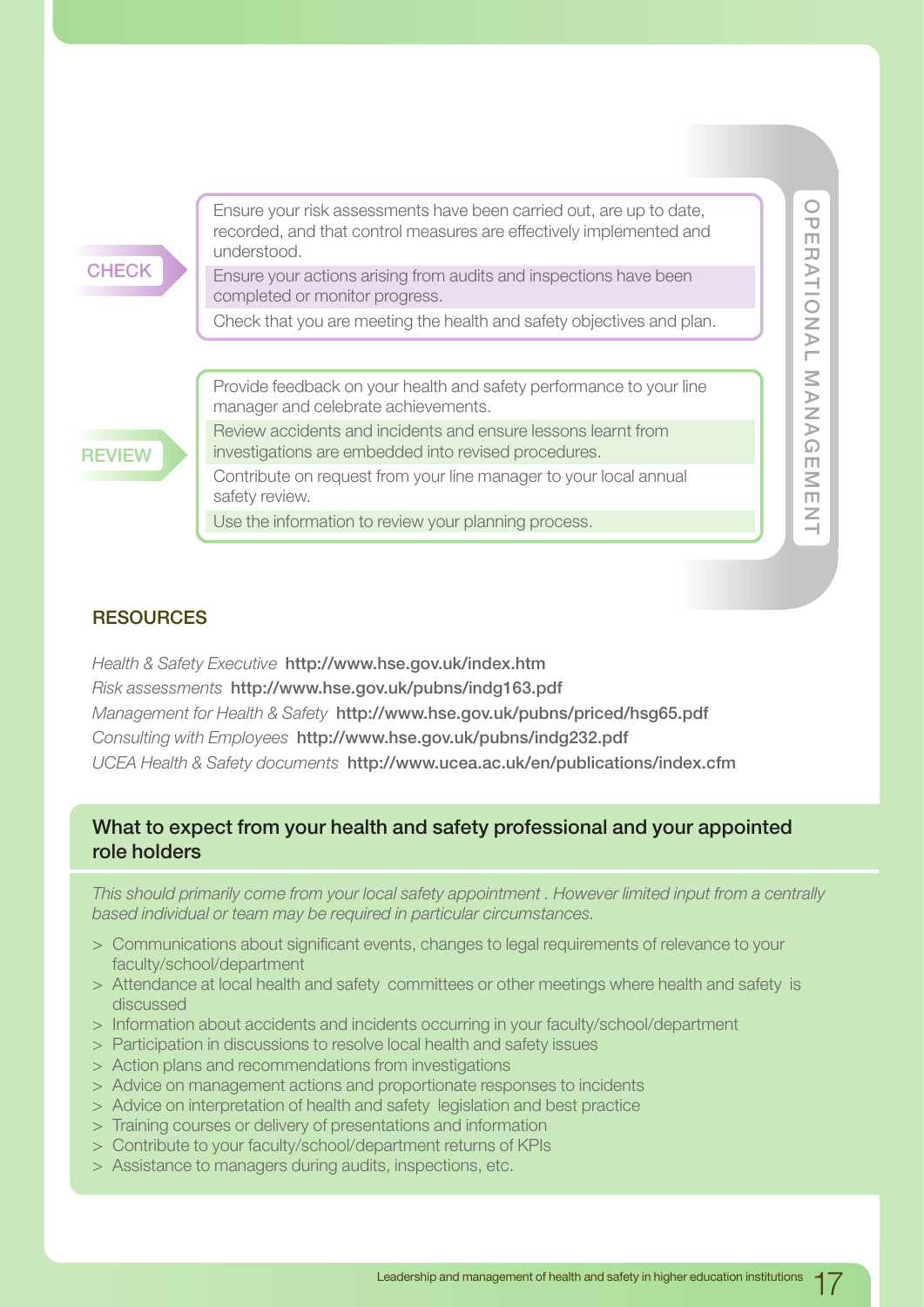**CHECK**

- Ensure your risk assessments have been carried out, are up to date, recorded, and that control measures are effectively implemented and understood.
- Ensure your actions arising from audits and inspections have been completed or monitor progress.
- Check that you are meeting the health and safety objectives and plan.

**REVIEW**

- Provide feedback on your health and safety performance to your line manager and celebrate achievements.
- Review accidents and incidents and ensure lessons learnt from investigations are embedded into revised procedures.
- Contribute on request from your line manager to your local annual safety review.
- Use the information to review your planning process.

OPERATIONAL MANAGEMENT

## RESOURCES

*Health & Safety Executive* **http://www.hse.gov.uk/index.htm**
*Risk assessments* **http://www.hse.gov.uk/pubns/indg163.pdf**
*Management for Health & Safety* **http://www.hse.gov.uk/pubns/priced/hsg65.pdf**
*Consulting with Employees* **http://www.hse.gov.uk/pubns/indg232.pdf**
*UCEA Health & Safety documents* **http://www.ucea.ac.uk/en/publications/index.cfm**

## What to expect from your health and safety professional and your appointed role holders

*This should primarily come from your local safety appointment . However limited input from a centrally based individual or team may be required in particular circumstances.*

- Communications about significant events, changes to legal requirements of relevance to your faculty/school/department
- Attendance at local health and safety committees or other meetings where health and safety is discussed
- Information about accidents and incidents occurring in your faculty/school/department
- Participation in discussions to resolve local health and safety issues
- Action plans and recommendations from investigations
- Advice on management actions and proportionate responses to incidents
- Advice on interpretation of health and safety legislation and best practice
- Training courses or delivery of presentations and information
- Contribute to your faculty/school/department returns of KPIs
- Assistance to managers during audits, inspections, etc.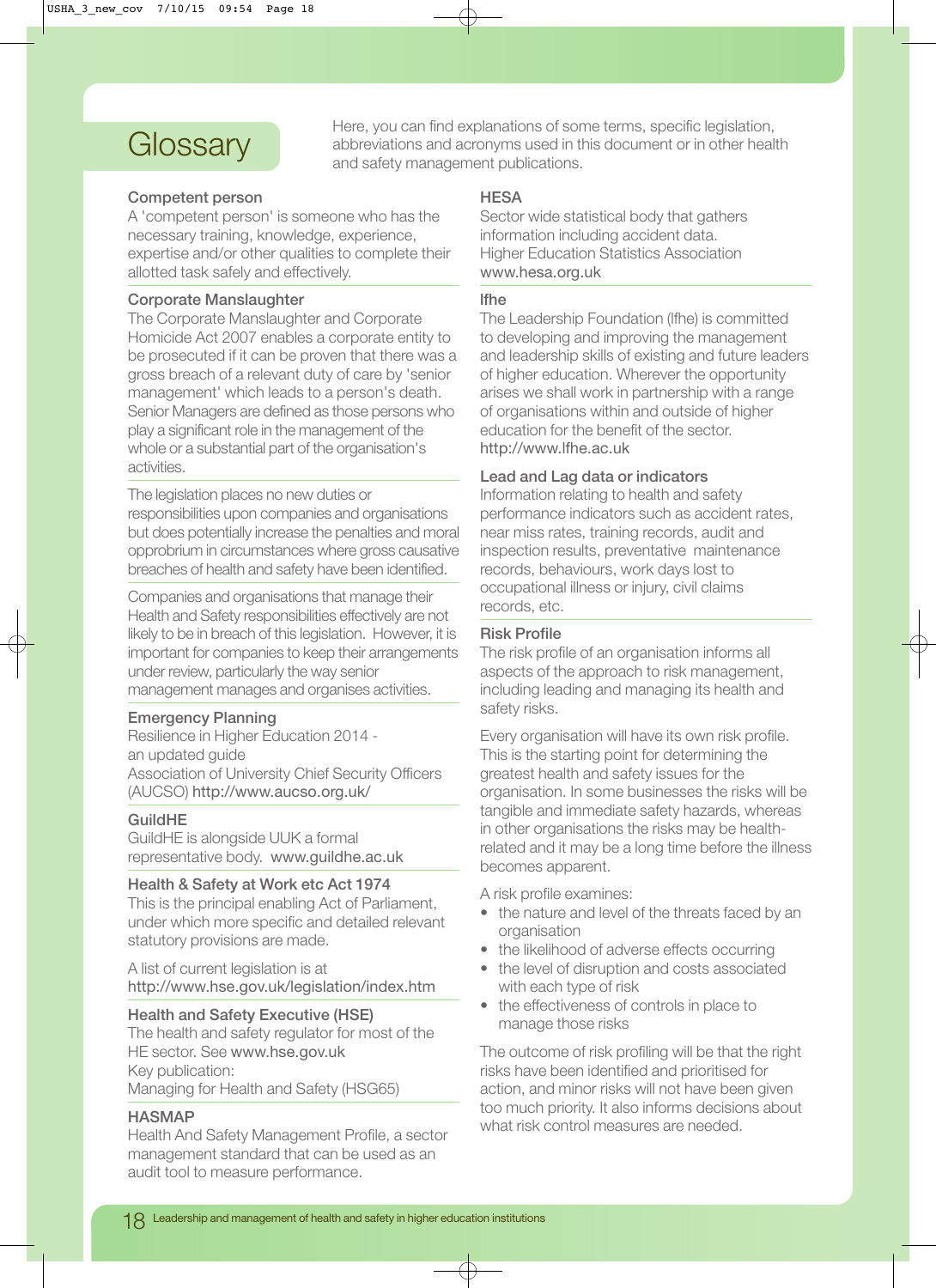# Glossary

Here, you can find explanations of some terms, specific legislation, abbreviations and acronyms used in this document or in other health and safety management publications.

### Competent person

A 'competent person' is someone who has the necessary training, knowledge, experience, expertise and/or other qualities to complete their allotted task safely and effectively.

### Corporate Manslaughter

The Corporate Manslaughter and Corporate Homicide Act 2007 enables a corporate entity to be prosecuted if it can be proven that there was a gross breach of a relevant duty of care by 'senior management' which leads to a person's death. Senior Managers are defined as those persons who play a significant role in the management of the whole or a substantial part of the organisation's activities.

The legislation places no new duties or responsibilities upon companies and organisations but does potentially increase the penalties and moral opprobrium in circumstances where gross causative breaches of health and safety have been identified.

Companies and organisations that manage their Health and Safety responsibilities effectively are not likely to be in breach of this legislation. However, it is important for companies to keep their arrangements under review, particularly the way senior management manages and organises activities.

### Emergency Planning

Resilience in Higher Education 2014 - an updated guide
Association of University Chief Security Officers (AUCSO) http://www.aucso.org.uk/

### GuildHE

GuildHE is alongside UUK a formal representative body. www.guildhe.ac.uk

### Health & Safety at Work etc Act 1974

This is the principal enabling Act of Parliament, under which more specific and detailed relevant statutory provisions are made.

A list of current legislation is at http://www.hse.gov.uk/legislation/index.htm

### Health and Safety Executive (HSE)

The health and safety regulator for most of the HE sector. See www.hse.gov.uk
Key publication:
Managing for Health and Safety (HSG65)

### HASMAP

Health And Safety Management Profile, a sector management standard that can be used as an audit tool to measure performance.

### HESA

Sector wide statistical body that gathers information including accident data.
Higher Education Statistics Association
www.hesa.org.uk

### lfhe

The Leadership Foundation (lfhe) is committed to developing and improving the management and leadership skills of existing and future leaders of higher education. Wherever the opportunity arises we shall work in partnership with a range of organisations within and outside of higher education for the benefit of the sector.
http://www.lfhe.ac.uk

### Lead and Lag data or indicators

Information relating to health and safety performance indicators such as accident rates, near miss rates, training records, audit and inspection results, preventative maintenance records, behaviours, work days lost to occupational illness or injury, civil claims records, etc.

### Risk Profile

The risk profile of an organisation informs all aspects of the approach to risk management, including leading and managing its health and safety risks.

Every organisation will have its own risk profile. This is the starting point for determining the greatest health and safety issues for the organisation. In some businesses the risks will be tangible and immediate safety hazards, whereas in other organisations the risks may be health-related and it may be a long time before the illness becomes apparent.

A risk profile examines:

- the nature and level of the threats faced by an organisation
- the likelihood of adverse effects occurring
- the level of disruption and costs associated with each type of risk
- the effectiveness of controls in place to manage those risks

The outcome of risk profiling will be that the right risks have been identified and prioritised for action, and minor risks will not have been given too much priority. It also informs decisions about what risk control measures are needed.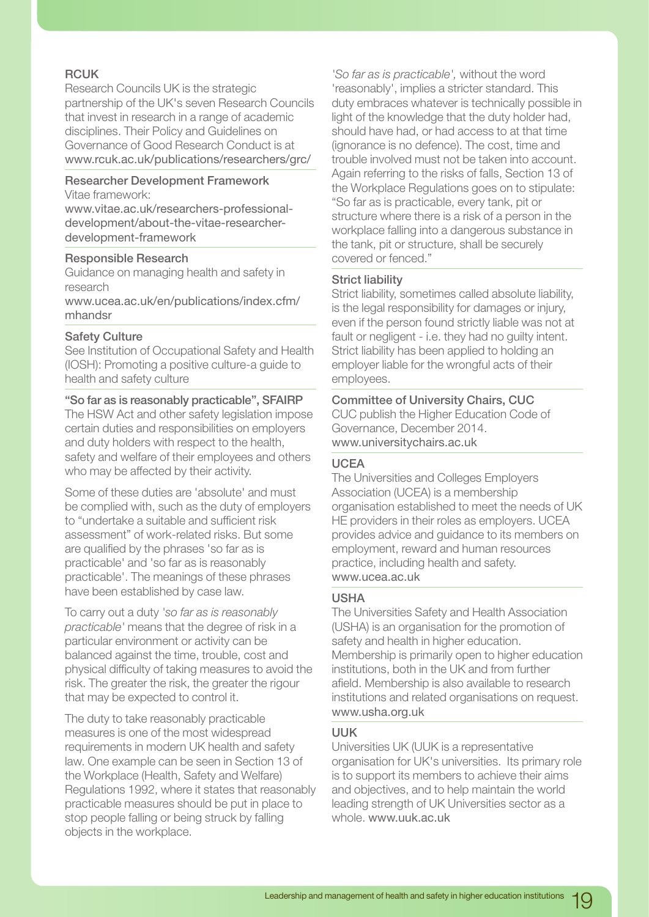### RCUK

Research Councils UK is the strategic partnership of the UK's seven Research Councils that invest in research in a range of academic disciplines. Their Policy and Guidelines on Governance of Good Research Conduct is at www.rcuk.ac.uk/publications/researchers/grc/

### Researcher Development Framework

Vitae framework:
www.vitae.ac.uk/researchers-professional-development/about-the-vitae-researcher-development-framework

### Responsible Research

Guidance on managing health and safety in research
www.ucea.ac.uk/en/publications/index.cfm/mhandsr

### Safety Culture

See Institution of Occupational Safety and Health (IOSH): Promoting a positive culture-a guide to health and safety culture

### "So far as is reasonably practicable", SFAIRP

The HSW Act and other safety legislation impose certain duties and responsibilities on employers and duty holders with respect to the health, safety and welfare of their employees and others who may be affected by their activity.

Some of these duties are 'absolute' and must be complied with, such as the duty of employers to "undertake a suitable and sufficient risk assessment" of work-related risks. But some are qualified by the phrases 'so far as is practicable' and 'so far as is reasonably practicable'. The meanings of these phrases have been established by case law.

To carry out a duty *'so far as is reasonably practicable'* means that the degree of risk in a particular environment or activity can be balanced against the time, trouble, cost and physical difficulty of taking measures to avoid the risk. The greater the risk, the greater the rigour that may be expected to control it.

The duty to take reasonably practicable measures is one of the most widespread requirements in modern UK health and safety law. One example can be seen in Section 13 of the Workplace (Health, Safety and Welfare) Regulations 1992, where it states that reasonably practicable measures should be put in place to stop people falling or being struck by falling objects in the workplace.

*'So far as is practicable',* without the word 'reasonably', implies a stricter standard. This duty embraces whatever is technically possible in light of the knowledge that the duty holder had, should have had, or had access to at that time (ignorance is no defence). The cost, time and trouble involved must not be taken into account. Again referring to the risks of falls, Section 13 of the Workplace Regulations goes on to stipulate: "So far as is practicable, every tank, pit or structure where there is a risk of a person in the workplace falling into a dangerous substance in the tank, pit or structure, shall be securely covered or fenced."

### Strict liability

Strict liability, sometimes called absolute liability, is the legal responsibility for damages or injury, even if the person found strictly liable was not at fault or negligent - i.e. they had no guilty intent. Strict liability has been applied to holding an employer liable for the wrongful acts of their employees.

### Committee of University Chairs, CUC

CUC publish the Higher Education Code of Governance, December 2014.
www.universitychairs.ac.uk

### UCEA

The Universities and Colleges Employers Association (UCEA) is a membership organisation established to meet the needs of UK HE providers in their roles as employers. UCEA provides advice and guidance to its members on employment, reward and human resources practice, including health and safety.
www.ucea.ac.uk

### USHA

The Universities Safety and Health Association (USHA) is an organisation for the promotion of safety and health in higher education. Membership is primarily open to higher education institutions, both in the UK and from further afield. Membership is also available to research institutions and related organisations on request.
www.usha.org.uk

### UUK

Universities UK (UUK is a representative organisation for UK's universities. Its primary role is to support its members to achieve their aims and objectives, and to help maintain the world leading strength of UK Universities sector as a whole. www.uuk.ac.uk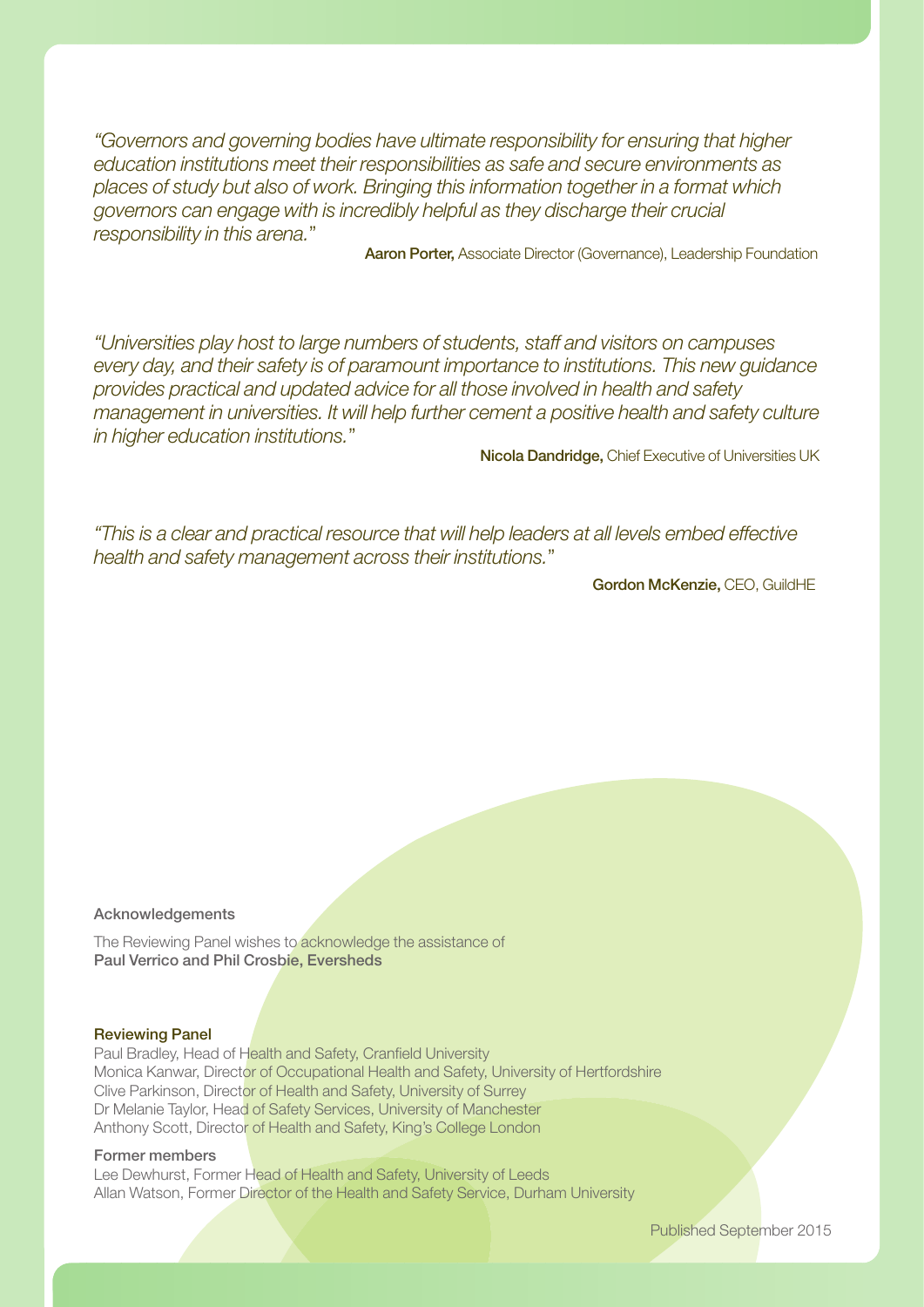*"Governors and governing bodies have ultimate responsibility for ensuring that higher education institutions meet their responsibilities as safe and secure environments as places of study but also of work. Bringing this information together in a format which governors can engage with is incredibly helpful as they discharge their crucial responsibility in this arena."*

**Aaron Porter,** Associate Director (Governance), Leadership Foundation

*"Universities play host to large numbers of students, staff and visitors on campuses every day, and their safety is of paramount importance to institutions. This new guidance provides practical and updated advice for all those involved in health and safety management in universities. It will help further cement a positive health and safety culture in higher education institutions."*

**Nicola Dandridge,** Chief Executive of Universities UK

*"This is a clear and practical resource that will help leaders at all levels embed effective health and safety management across their institutions."*

**Gordon McKenzie,** CEO, GuildHE

**Acknowledgements**

The Reviewing Panel wishes to acknowledge the assistance of
**Paul Verrico and Phil Crosbie, Eversheds**

**Reviewing Panel**

Paul Bradley, Head of Health and Safety, Cranfield University
Monica Kanwar, Director of Occupational Health and Safety, University of Hertfordshire
Clive Parkinson, Director of Health and Safety, University of Surrey
Dr Melanie Taylor, Head of Safety Services, University of Manchester
Anthony Scott, Director of Health and Safety, King's College London

**Former members**

Lee Dewhurst, Former Head of Health and Safety, University of Leeds
Allan Watson, Former Director of the Health and Safety Service, Durham University

Published September 2015